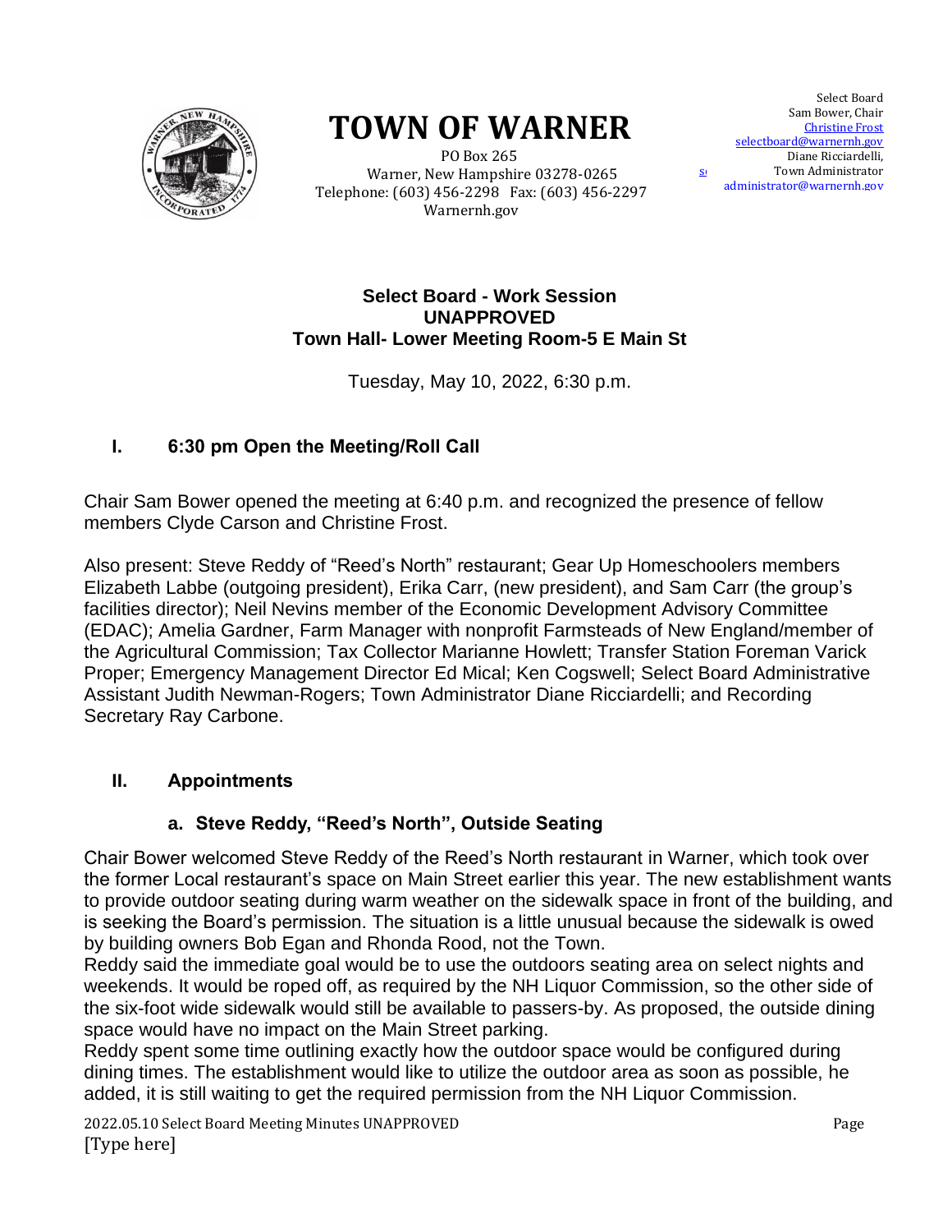# TOWN OF WARNER

PO Box 265
Warner, New Hampshire 03278-0265
Telephone: (603) 456-2298 Fax: (603) 456-2297
Warnernh.gov

Select Board
Sam Bower, Chair
Christine Frost
selectboard@warnernh.gov
Diane Ricciardelli,
Town Administrator
administrator@warnernh.gov

**Select Board - Work Session**
**UNAPPROVED**
**Town Hall- Lower Meeting Room-5 E Main St**

Tuesday, May 10, 2022, 6:30 p.m.

## I. 6:30 pm Open the Meeting/Roll Call

Chair Sam Bower opened the meeting at 6:40 p.m. and recognized the presence of fellow members Clyde Carson and Christine Frost.

Also present: Steve Reddy of "Reed's North" restaurant; Gear Up Homeschoolers members Elizabeth Labbe (outgoing president), Erika Carr, (new president), and Sam Carr (the group's facilities director); Neil Nevins member of the Economic Development Advisory Committee (EDAC); Amelia Gardner, Farm Manager with nonprofit Farmsteads of New England/member of the Agricultural Commission; Tax Collector Marianne Howlett; Transfer Station Foreman Varick Proper; Emergency Management Director Ed Mical; Ken Cogswell; Select Board Administrative Assistant Judith Newman-Rogers; Town Administrator Diane Ricciardelli; and Recording Secretary Ray Carbone.

## II. Appointments

### a. Steve Reddy, "Reed's North", Outside Seating

Chair Bower welcomed Steve Reddy of the Reed's North restaurant in Warner, which took over the former Local restaurant's space on Main Street earlier this year. The new establishment wants to provide outdoor seating during warm weather on the sidewalk space in front of the building, and is seeking the Board's permission. The situation is a little unusual because the sidewalk is owed by building owners Bob Egan and Rhonda Rood, not the Town.

Reddy said the immediate goal would be to use the outdoors seating area on select nights and weekends. It would be roped off, as required by the NH Liquor Commission, so the other side of the six-foot wide sidewalk would still be available to passers-by. As proposed, the outside dining space would have no impact on the Main Street parking.

Reddy spent some time outlining exactly how the outdoor space would be configured during dining times. The establishment would like to utilize the outdoor area as soon as possible, he added, it is still waiting to get the required permission from the NH Liquor Commission.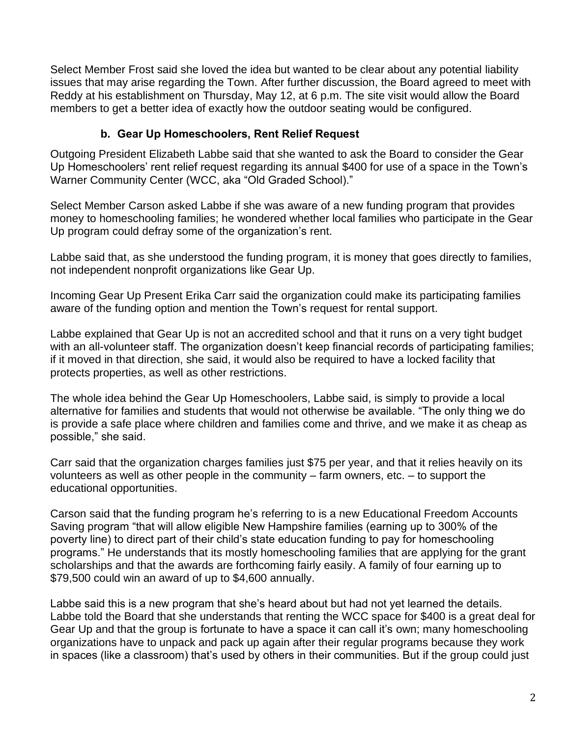Select Member Frost said she loved the idea but wanted to be clear about any potential liability issues that may arise regarding the Town. After further discussion, the Board agreed to meet with Reddy at his establishment on Thursday, May 12, at 6 p.m. The site visit would allow the Board members to get a better idea of exactly how the outdoor seating would be configured.

### b. Gear Up Homeschoolers, Rent Relief Request

Outgoing President Elizabeth Labbe said that she wanted to ask the Board to consider the Gear Up Homeschoolers' rent relief request regarding its annual $400 for use of a space in the Town's Warner Community Center (WCC, aka "Old Graded School)."

Select Member Carson asked Labbe if she was aware of a new funding program that provides money to homeschooling families; he wondered whether local families who participate in the Gear Up program could defray some of the organization's rent.

Labbe said that, as she understood the funding program, it is money that goes directly to families, not independent nonprofit organizations like Gear Up.

Incoming Gear Up Present Erika Carr said the organization could make its participating families aware of the funding option and mention the Town's request for rental support.

Labbe explained that Gear Up is not an accredited school and that it runs on a very tight budget with an all-volunteer staff. The organization doesn't keep financial records of participating families; if it moved in that direction, she said, it would also be required to have a locked facility that protects properties, as well as other restrictions.

The whole idea behind the Gear Up Homeschoolers, Labbe said, is simply to provide a local alternative for families and students that would not otherwise be available. "The only thing we do is provide a safe place where children and families come and thrive, and we make it as cheap as possible," she said.

Carr said that the organization charges families just $75 per year, and that it relies heavily on its volunteers as well as other people in the community – farm owners, etc. – to support the educational opportunities.

Carson said that the funding program he's referring to is a new Educational Freedom Accounts Saving program "that will allow eligible New Hampshire families (earning up to 300% of the poverty line) to direct part of their child's state education funding to pay for homeschooling programs." He understands that its mostly homeschooling families that are applying for the grant scholarships and that the awards are forthcoming fairly easily. A family of four earning up to $79,500 could win an award of up to $4,600 annually.

Labbe said this is a new program that she's heard about but had not yet learned the details. Labbe told the Board that she understands that renting the WCC space for $400 is a great deal for Gear Up and that the group is fortunate to have a space it can call it's own; many homeschooling organizations have to unpack and pack up again after their regular programs because they work in spaces (like a classroom) that's used by others in their communities. But if the group could just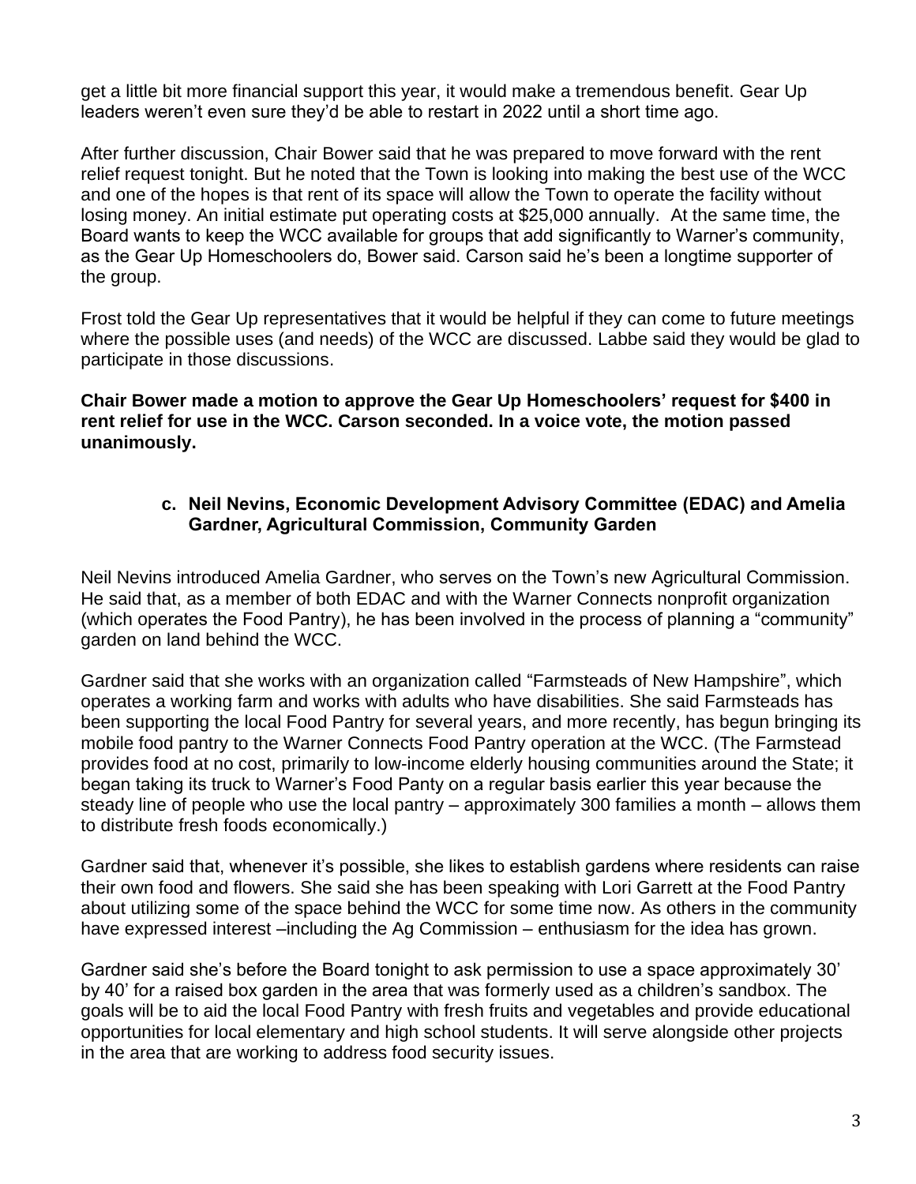get a little bit more financial support this year, it would make a tremendous benefit. Gear Up leaders weren't even sure they'd be able to restart in 2022 until a short time ago.

After further discussion, Chair Bower said that he was prepared to move forward with the rent relief request tonight. But he noted that the Town is looking into making the best use of the WCC and one of the hopes is that rent of its space will allow the Town to operate the facility without losing money. An initial estimate put operating costs at $25,000 annually. At the same time, the Board wants to keep the WCC available for groups that add significantly to Warner's community, as the Gear Up Homeschoolers do, Bower said. Carson said he's been a longtime supporter of the group.

Frost told the Gear Up representatives that it would be helpful if they can come to future meetings where the possible uses (and needs) of the WCC are discussed. Labbe said they would be glad to participate in those discussions.

**Chair Bower made a motion to approve the Gear Up Homeschoolers' request for $400 in rent relief for use in the WCC. Carson seconded. In a voice vote, the motion passed unanimously.**

### c. Neil Nevins, Economic Development Advisory Committee (EDAC) and Amelia Gardner, Agricultural Commission, Community Garden

Neil Nevins introduced Amelia Gardner, who serves on the Town's new Agricultural Commission. He said that, as a member of both EDAC and with the Warner Connects nonprofit organization (which operates the Food Pantry), he has been involved in the process of planning a "community" garden on land behind the WCC.

Gardner said that she works with an organization called "Farmsteads of New Hampshire", which operates a working farm and works with adults who have disabilities. She said Farmsteads has been supporting the local Food Pantry for several years, and more recently, has begun bringing its mobile food pantry to the Warner Connects Food Pantry operation at the WCC. (The Farmstead provides food at no cost, primarily to low-income elderly housing communities around the State; it began taking its truck to Warner's Food Panty on a regular basis earlier this year because the steady line of people who use the local pantry – approximately 300 families a month – allows them to distribute fresh foods economically.)

Gardner said that, whenever it's possible, she likes to establish gardens where residents can raise their own food and flowers. She said she has been speaking with Lori Garrett at the Food Pantry about utilizing some of the space behind the WCC for some time now. As others in the community have expressed interest –including the Ag Commission – enthusiasm for the idea has grown.

Gardner said she's before the Board tonight to ask permission to use a space approximately 30' by 40' for a raised box garden in the area that was formerly used as a children's sandbox. The goals will be to aid the local Food Pantry with fresh fruits and vegetables and provide educational opportunities for local elementary and high school students. It will serve alongside other projects in the area that are working to address food security issues.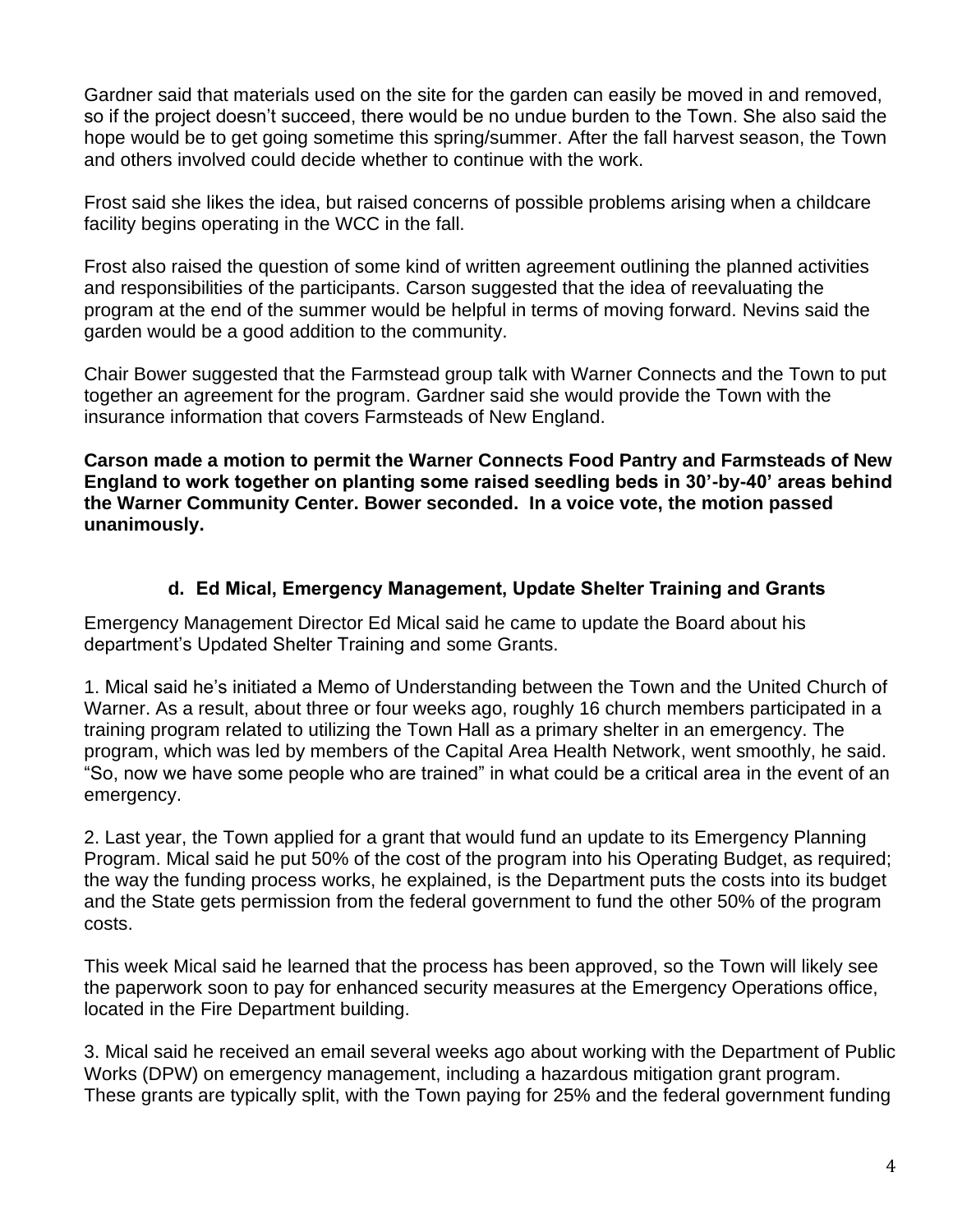Gardner said that materials used on the site for the garden can easily be moved in and removed, so if the project doesn't succeed, there would be no undue burden to the Town. She also said the hope would be to get going sometime this spring/summer. After the fall harvest season, the Town and others involved could decide whether to continue with the work.

Frost said she likes the idea, but raised concerns of possible problems arising when a childcare facility begins operating in the WCC in the fall.

Frost also raised the question of some kind of written agreement outlining the planned activities and responsibilities of the participants. Carson suggested that the idea of reevaluating the program at the end of the summer would be helpful in terms of moving forward. Nevins said the garden would be a good addition to the community.

Chair Bower suggested that the Farmstead group talk with Warner Connects and the Town to put together an agreement for the program. Gardner said she would provide the Town with the insurance information that covers Farmsteads of New England.

**Carson made a motion to permit the Warner Connects Food Pantry and Farmsteads of New England to work together on planting some raised seedling beds in 30'-by-40' areas behind the Warner Community Center. Bower seconded. In a voice vote, the motion passed unanimously.**

#### d. Ed Mical, Emergency Management, Update Shelter Training and Grants

Emergency Management Director Ed Mical said he came to update the Board about his department's Updated Shelter Training and some Grants.

1. Mical said he's initiated a Memo of Understanding between the Town and the United Church of Warner. As a result, about three or four weeks ago, roughly 16 church members participated in a training program related to utilizing the Town Hall as a primary shelter in an emergency. The program, which was led by members of the Capital Area Health Network, went smoothly, he said. "So, now we have some people who are trained" in what could be a critical area in the event of an emergency.

2. Last year, the Town applied for a grant that would fund an update to its Emergency Planning Program. Mical said he put 50% of the cost of the program into his Operating Budget, as required; the way the funding process works, he explained, is the Department puts the costs into its budget and the State gets permission from the federal government to fund the other 50% of the program costs.

This week Mical said he learned that the process has been approved, so the Town will likely see the paperwork soon to pay for enhanced security measures at the Emergency Operations office, located in the Fire Department building.

3. Mical said he received an email several weeks ago about working with the Department of Public Works (DPW) on emergency management, including a hazardous mitigation grant program. These grants are typically split, with the Town paying for 25% and the federal government funding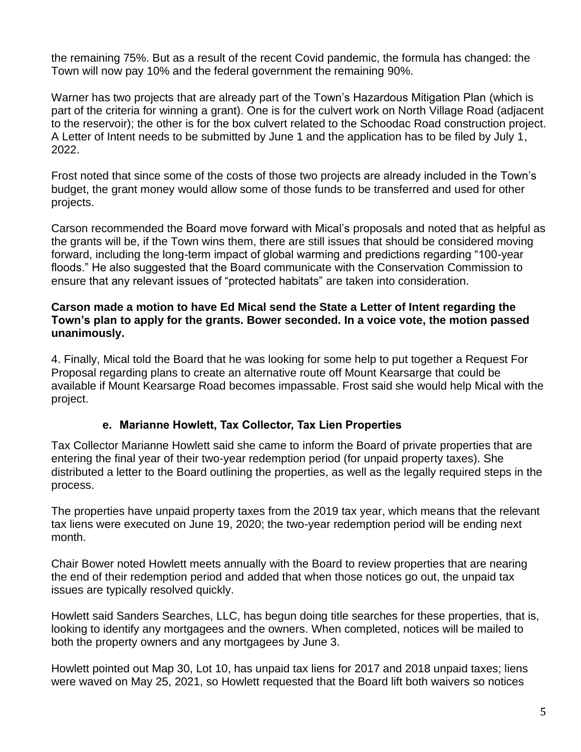the remaining 75%. But as a result of the recent Covid pandemic, the formula has changed: the Town will now pay 10% and the federal government the remaining 90%.

Warner has two projects that are already part of the Town's Hazardous Mitigation Plan (which is part of the criteria for winning a grant). One is for the culvert work on North Village Road (adjacent to the reservoir); the other is for the box culvert related to the Schoodac Road construction project. A Letter of Intent needs to be submitted by June 1 and the application has to be filed by July 1, 2022.

Frost noted that since some of the costs of those two projects are already included in the Town's budget, the grant money would allow some of those funds to be transferred and used for other projects.

Carson recommended the Board move forward with Mical's proposals and noted that as helpful as the grants will be, if the Town wins them, there are still issues that should be considered moving forward, including the long-term impact of global warming and predictions regarding "100-year floods." He also suggested that the Board communicate with the Conservation Commission to ensure that any relevant issues of "protected habitats" are taken into consideration.

**Carson made a motion to have Ed Mical send the State a Letter of Intent regarding the Town's plan to apply for the grants. Bower seconded. In a voice vote, the motion passed unanimously.**

4. Finally, Mical told the Board that he was looking for some help to put together a Request For Proposal regarding plans to create an alternative route off Mount Kearsarge that could be available if Mount Kearsarge Road becomes impassable. Frost said she would help Mical with the project.

### e. Marianne Howlett, Tax Collector, Tax Lien Properties

Tax Collector Marianne Howlett said she came to inform the Board of private properties that are entering the final year of their two-year redemption period (for unpaid property taxes). She distributed a letter to the Board outlining the properties, as well as the legally required steps in the process.

The properties have unpaid property taxes from the 2019 tax year, which means that the relevant tax liens were executed on June 19, 2020; the two-year redemption period will be ending next month.

Chair Bower noted Howlett meets annually with the Board to review properties that are nearing the end of their redemption period and added that when those notices go out, the unpaid tax issues are typically resolved quickly.

Howlett said Sanders Searches, LLC, has begun doing title searches for these properties, that is, looking to identify any mortgagees and the owners. When completed, notices will be mailed to both the property owners and any mortgagees by June 3.

Howlett pointed out Map 30, Lot 10, has unpaid tax liens for 2017 and 2018 unpaid taxes; liens were waved on May 25, 2021, so Howlett requested that the Board lift both waivers so notices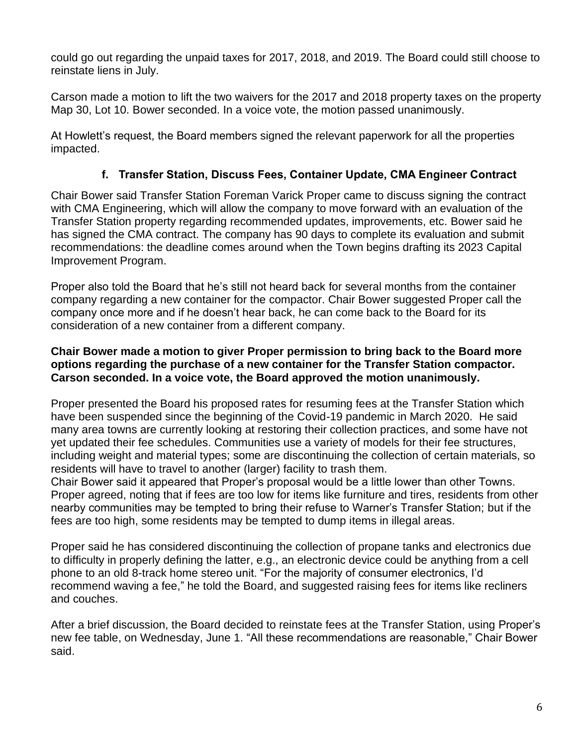could go out regarding the unpaid taxes for 2017, 2018, and 2019. The Board could still choose to reinstate liens in July.

Carson made a motion to lift the two waivers for the 2017 and 2018 property taxes on the property Map 30, Lot 10. Bower seconded. In a voice vote, the motion passed unanimously.

At Howlett's request, the Board members signed the relevant paperwork for all the properties impacted.

### f. Transfer Station, Discuss Fees, Container Update, CMA Engineer Contract

Chair Bower said Transfer Station Foreman Varick Proper came to discuss signing the contract with CMA Engineering, which will allow the company to move forward with an evaluation of the Transfer Station property regarding recommended updates, improvements, etc. Bower said he has signed the CMA contract. The company has 90 days to complete its evaluation and submit recommendations: the deadline comes around when the Town begins drafting its 2023 Capital Improvement Program.

Proper also told the Board that he's still not heard back for several months from the container company regarding a new container for the compactor. Chair Bower suggested Proper call the company once more and if he doesn't hear back, he can come back to the Board for its consideration of a new container from a different company.

**Chair Bower made a motion to giver Proper permission to bring back to the Board more options regarding the purchase of a new container for the Transfer Station compactor. Carson seconded. In a voice vote, the Board approved the motion unanimously.**

Proper presented the Board his proposed rates for resuming fees at the Transfer Station which have been suspended since the beginning of the Covid-19 pandemic in March 2020. He said many area towns are currently looking at restoring their collection practices, and some have not yet updated their fee schedules. Communities use a variety of models for their fee structures, including weight and material types; some are discontinuing the collection of certain materials, so residents will have to travel to another (larger) facility to trash them.
Chair Bower said it appeared that Proper's proposal would be a little lower than other Towns. Proper agreed, noting that if fees are too low for items like furniture and tires, residents from other nearby communities may be tempted to bring their refuse to Warner's Transfer Station; but if the fees are too high, some residents may be tempted to dump items in illegal areas.

Proper said he has considered discontinuing the collection of propane tanks and electronics due to difficulty in properly defining the latter, e.g., an electronic device could be anything from a cell phone to an old 8-track home stereo unit. "For the majority of consumer electronics, I'd recommend waving a fee," he told the Board, and suggested raising fees for items like recliners and couches.

After a brief discussion, the Board decided to reinstate fees at the Transfer Station, using Proper's new fee table, on Wednesday, June 1. "All these recommendations are reasonable," Chair Bower said.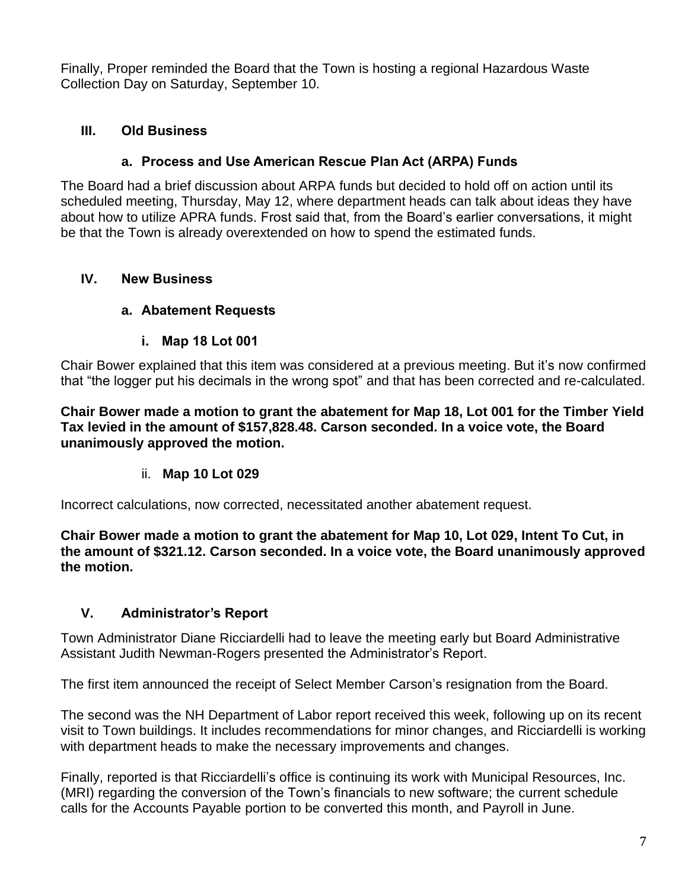Finally, Proper reminded the Board that the Town is hosting a regional Hazardous Waste Collection Day on Saturday, September 10.

## III. Old Business

### a. Process and Use American Rescue Plan Act (ARPA) Funds

The Board had a brief discussion about ARPA funds but decided to hold off on action until its scheduled meeting, Thursday, May 12, where department heads can talk about ideas they have about how to utilize APRA funds. Frost said that, from the Board's earlier conversations, it might be that the Town is already overextended on how to spend the estimated funds.

## IV. New Business

### a. Abatement Requests

#### i. Map 18 Lot 001

Chair Bower explained that this item was considered at a previous meeting. But it's now confirmed that "the logger put his decimals in the wrong spot" and that has been corrected and re-calculated.

**Chair Bower made a motion to grant the abatement for Map 18, Lot 001 for the Timber Yield Tax levied in the amount of $157,828.48. Carson seconded. In a voice vote, the Board unanimously approved the motion.**

#### ii. Map 10 Lot 029

Incorrect calculations, now corrected, necessitated another abatement request.

**Chair Bower made a motion to grant the abatement for Map 10, Lot 029, Intent To Cut, in the amount of $321.12. Carson seconded. In a voice vote, the Board unanimously approved the motion.**

## V. Administrator's Report

Town Administrator Diane Ricciardelli had to leave the meeting early but Board Administrative Assistant Judith Newman-Rogers presented the Administrator's Report.

The first item announced the receipt of Select Member Carson's resignation from the Board.

The second was the NH Department of Labor report received this week, following up on its recent visit to Town buildings. It includes recommendations for minor changes, and Ricciardelli is working with department heads to make the necessary improvements and changes.

Finally, reported is that Ricciardelli's office is continuing its work with Municipal Resources, Inc. (MRI) regarding the conversion of the Town's financials to new software; the current schedule calls for the Accounts Payable portion to be converted this month, and Payroll in June.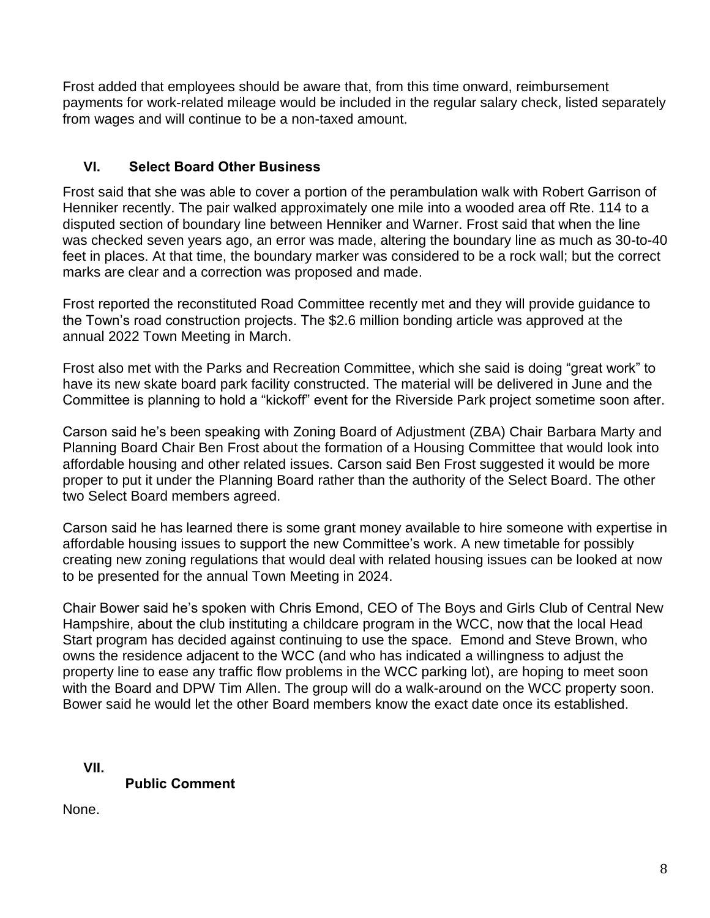Frost added that employees should be aware that, from this time onward, reimbursement payments for work-related mileage would be included in the regular salary check, listed separately from wages and will continue to be a non-taxed amount.

## VI. Select Board Other Business

Frost said that she was able to cover a portion of the perambulation walk with Robert Garrison of Henniker recently. The pair walked approximately one mile into a wooded area off Rte. 114 to a disputed section of boundary line between Henniker and Warner. Frost said that when the line was checked seven years ago, an error was made, altering the boundary line as much as 30-to-40 feet in places. At that time, the boundary marker was considered to be a rock wall; but the correct marks are clear and a correction was proposed and made.

Frost reported the reconstituted Road Committee recently met and they will provide guidance to the Town's road construction projects. The $2.6 million bonding article was approved at the annual 2022 Town Meeting in March.

Frost also met with the Parks and Recreation Committee, which she said is doing "great work" to have its new skate board park facility constructed. The material will be delivered in June and the Committee is planning to hold a "kickoff" event for the Riverside Park project sometime soon after.

Carson said he's been speaking with Zoning Board of Adjustment (ZBA) Chair Barbara Marty and Planning Board Chair Ben Frost about the formation of a Housing Committee that would look into affordable housing and other related issues. Carson said Ben Frost suggested it would be more proper to put it under the Planning Board rather than the authority of the Select Board. The other two Select Board members agreed.

Carson said he has learned there is some grant money available to hire someone with expertise in affordable housing issues to support the new Committee's work. A new timetable for possibly creating new zoning regulations that would deal with related housing issues can be looked at now to be presented for the annual Town Meeting in 2024.

Chair Bower said he's spoken with Chris Emond, CEO of The Boys and Girls Club of Central New Hampshire, about the club instituting a childcare program in the WCC, now that the local Head Start program has decided against continuing to use the space. Emond and Steve Brown, who owns the residence adjacent to the WCC (and who has indicated a willingness to adjust the property line to ease any traffic flow problems in the WCC parking lot), are hoping to meet soon with the Board and DPW Tim Allen. The group will do a walk-around on the WCC property soon. Bower said he would let the other Board members know the exact date once its established.

## VII. Public Comment

None.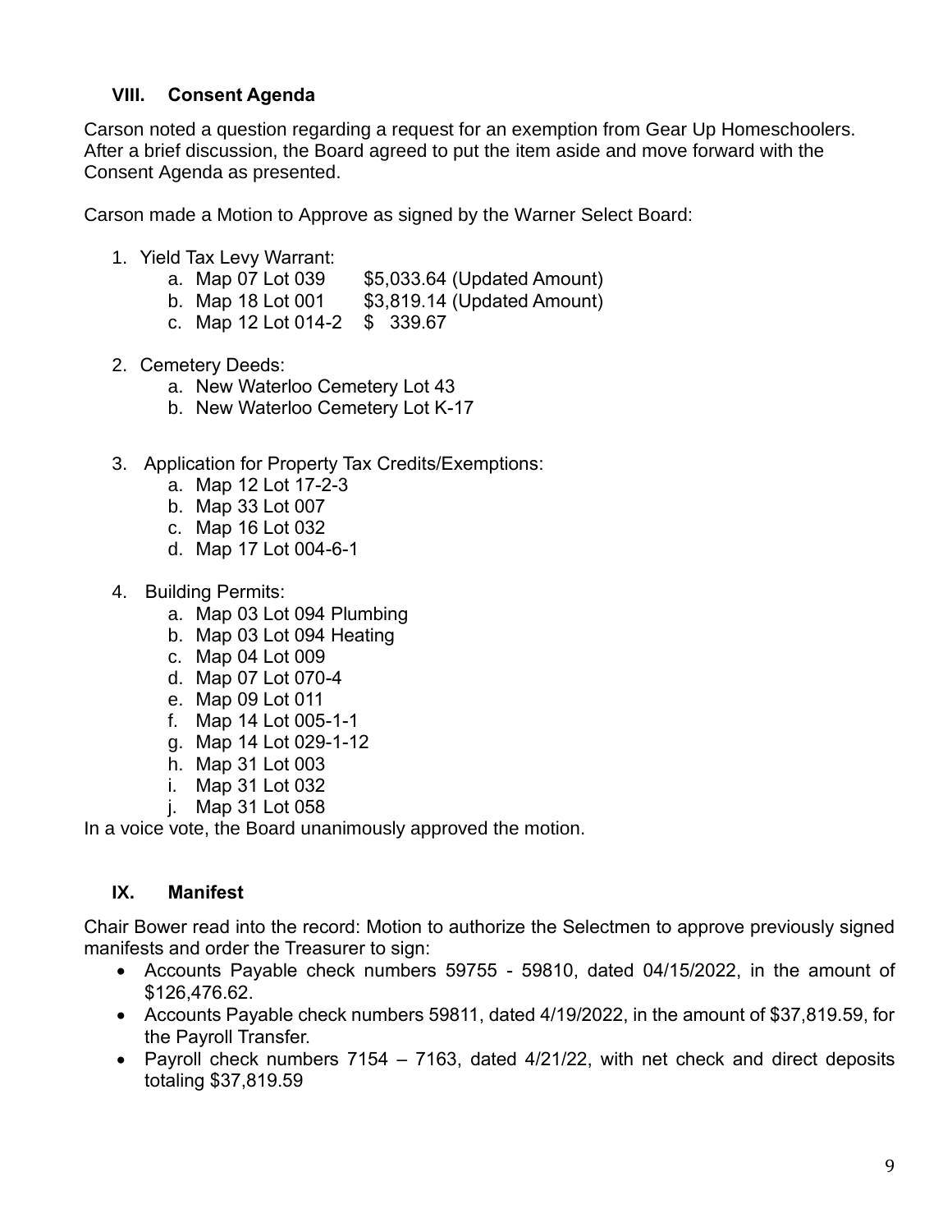## VIII. Consent Agenda

Carson noted a question regarding a request for an exemption from Gear Up Homeschoolers. After a brief discussion, the Board agreed to put the item aside and move forward with the Consent Agenda as presented.

Carson made a Motion to Approve as signed by the Warner Select Board:

1. Yield Tax Levy Warrant:
   a. Map 07 Lot 039 $5,033.64 (Updated Amount)
   b. Map 18 Lot 001 $3,819.14 (Updated Amount)
   c. Map 12 Lot 014-2 $ 339.67

2. Cemetery Deeds:
   a. New Waterloo Cemetery Lot 43
   b. New Waterloo Cemetery Lot K-17

3. Application for Property Tax Credits/Exemptions:
   a. Map 12 Lot 17-2-3
   b. Map 33 Lot 007
   c. Map 16 Lot 032
   d. Map 17 Lot 004-6-1

4. Building Permits:
   a. Map 03 Lot 094 Plumbing
   b. Map 03 Lot 094 Heating
   c. Map 04 Lot 009
   d. Map 07 Lot 070-4
   e. Map 09 Lot 011
   f. Map 14 Lot 005-1-1
   g. Map 14 Lot 029-1-12
   h. Map 31 Lot 003
   i. Map 31 Lot 032
   j. Map 31 Lot 058

In a voice vote, the Board unanimously approved the motion.

## IX. Manifest

Chair Bower read into the record: Motion to authorize the Selectmen to approve previously signed manifests and order the Treasurer to sign:

- Accounts Payable check numbers 59755 - 59810, dated 04/15/2022, in the amount of $126,476.62.
- Accounts Payable check numbers 59811, dated 4/19/2022, in the amount of $37,819.59, for the Payroll Transfer.
- Payroll check numbers 7154 – 7163, dated 4/21/22, with net check and direct deposits totaling $37,819.59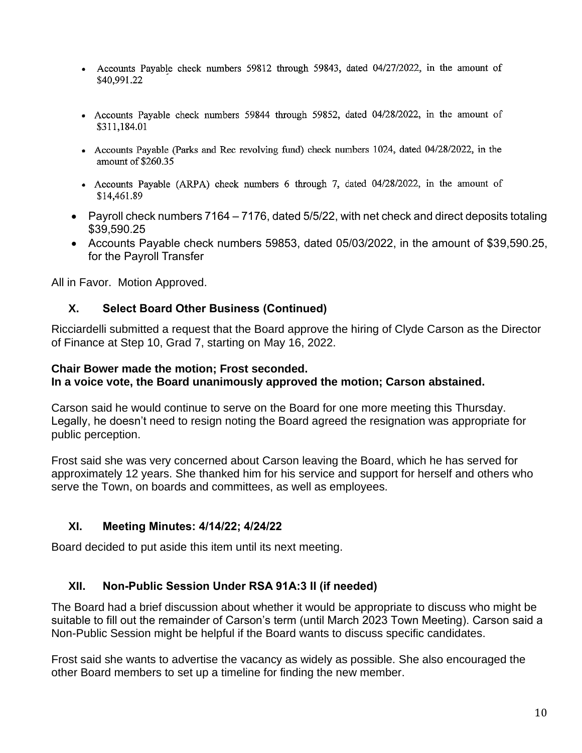- Accounts Payable check numbers 59812 through 59843, dated 04/27/2022, in the amount of $40,991.22
- Accounts Payable check numbers 59844 through 59852, dated 04/28/2022, in the amount of $311,184.01
- Accounts Payable (Parks and Rec revolving fund) check numbers 1024, dated 04/28/2022, in the amount of $260.35
- Accounts Payable (ARPA) check numbers 6 through 7, dated 04/28/2022, in the amount of $14,461.89
- Payroll check numbers 7164 – 7176, dated 5/5/22, with net check and direct deposits totaling $39,590.25
- Accounts Payable check numbers 59853, dated 05/03/2022, in the amount of $39,590.25, for the Payroll Transfer

All in Favor. Motion Approved.

### X. Select Board Other Business (Continued)

Ricciardelli submitted a request that the Board approve the hiring of Clyde Carson as the Director of Finance at Step 10, Grad 7, starting on May 16, 2022.

**Chair Bower made the motion; Frost seconded.**
**In a voice vote, the Board unanimously approved the motion; Carson abstained.**

Carson said he would continue to serve on the Board for one more meeting this Thursday. Legally, he doesn't need to resign noting the Board agreed the resignation was appropriate for public perception.

Frost said she was very concerned about Carson leaving the Board, which he has served for approximately 12 years. She thanked him for his service and support for herself and others who serve the Town, on boards and committees, as well as employees.

### XI. Meeting Minutes: 4/14/22; 4/24/22

Board decided to put aside this item until its next meeting.

### XII. Non-Public Session Under RSA 91A:3 II (if needed)

The Board had a brief discussion about whether it would be appropriate to discuss who might be suitable to fill out the remainder of Carson's term (until March 2023 Town Meeting). Carson said a Non-Public Session might be helpful if the Board wants to discuss specific candidates.

Frost said she wants to advertise the vacancy as widely as possible. She also encouraged the other Board members to set up a timeline for finding the new member.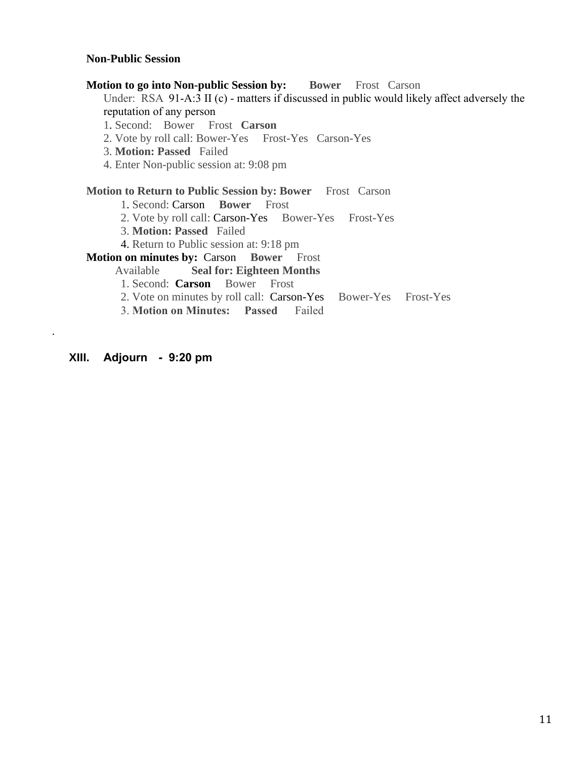**Non-Public Session**

**Motion to go into Non-public Session by:** **Bower** Frost Carson

Under: RSA 91-A:3 II (c) - matters if discussed in public would likely affect adversely the reputation of any person

1. Second: Bower Frost **Carson**
2. Vote by roll call: Bower-Yes Frost-Yes Carson-Yes
3. **Motion: Passed** Failed
4. Enter Non-public session at: 9:08 pm

**Motion to Return to Public Session by: Bower** Frost Carson

1. Second: Carson **Bower** Frost
2. Vote by roll call: Carson-Yes Bower-Yes Frost-Yes
3. **Motion: Passed** Failed
4. Return to Public session at: 9:18 pm

**Motion on minutes by:** Carson **Bower** Frost

Available **Seal for: Eighteen Months**

1. Second: **Carson** Bower Frost
2. Vote on minutes by roll call: Carson-Yes Bower-Yes Frost-Yes
3. **Motion on Minutes: Passed** Failed

.

**XIII. Adjourn - 9:20 pm**